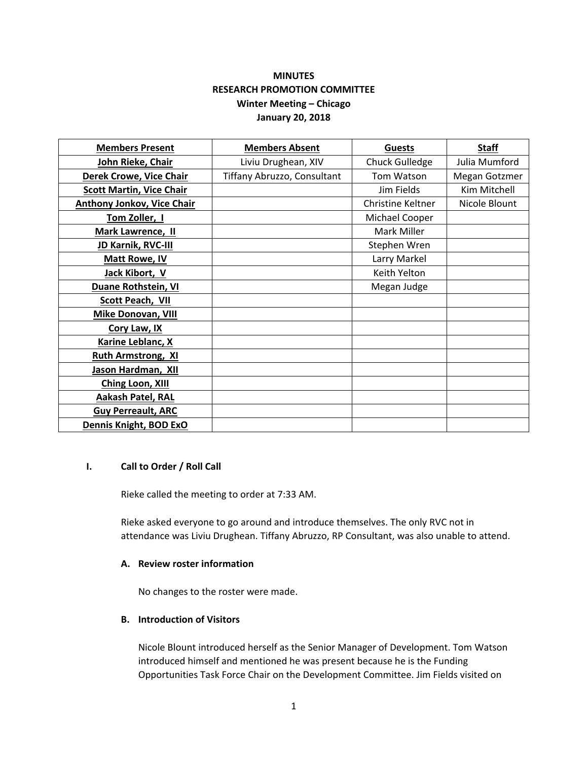**MINUTES**
**RESEARCH PROMOTION COMMITTEE**
**Winter Meeting – Chicago**
**January 20, 2018**

| **Members Present** | **Members Absent** | **Guests** | **Staff** |
|---|---|---|---|
| **John Rieke, Chair** | Liviu Drughean, XIV | Chuck Gulledge | Julia Mumford |
| **Derek Crowe, Vice Chair** | Tiffany Abruzzo, Consultant | Tom Watson | Megan Gotzmer |
| **Scott Martin, Vice Chair** | | Jim Fields | Kim Mitchell |
| **Anthony Jonkov, Vice Chair** | | Christine Keltner | Nicole Blount |
| **Tom Zoller, I** | | Michael Cooper | |
| **Mark Lawrence, II** | | Mark Miller | |
| **JD Karnik, RVC-III** | | Stephen Wren | |
| **Matt Rowe, IV** | | Larry Markel | |
| **Jack Kibort, V** | | Keith Yelton | |
| **Duane Rothstein, VI** | | Megan Judge | |
| **Scott Peach, VII** | | | |
| **Mike Donovan, VIII** | | | |
| **Cory Law, IX** | | | |
| **Karine Leblanc, X** | | | |
| **Ruth Armstrong, XI** | | | |
| **Jason Hardman, XII** | | | |
| **Ching Loon, XIII** | | | |
| **Aakash Patel, RAL** | | | |
| **Guy Perreault, ARC** | | | |
| **Dennis Knight, BOD ExO** | | | |

## I. Call to Order / Roll Call

Rieke called the meeting to order at 7:33 AM.

Rieke asked everyone to go around and introduce themselves. The only RVC not in attendance was Liviu Drughean. Tiffany Abruzzo, RP Consultant, was also unable to attend.

### A. Review roster information

No changes to the roster were made.

### B. Introduction of Visitors

Nicole Blount introduced herself as the Senior Manager of Development. Tom Watson introduced himself and mentioned he was present because he is the Funding Opportunities Task Force Chair on the Development Committee. Jim Fields visited on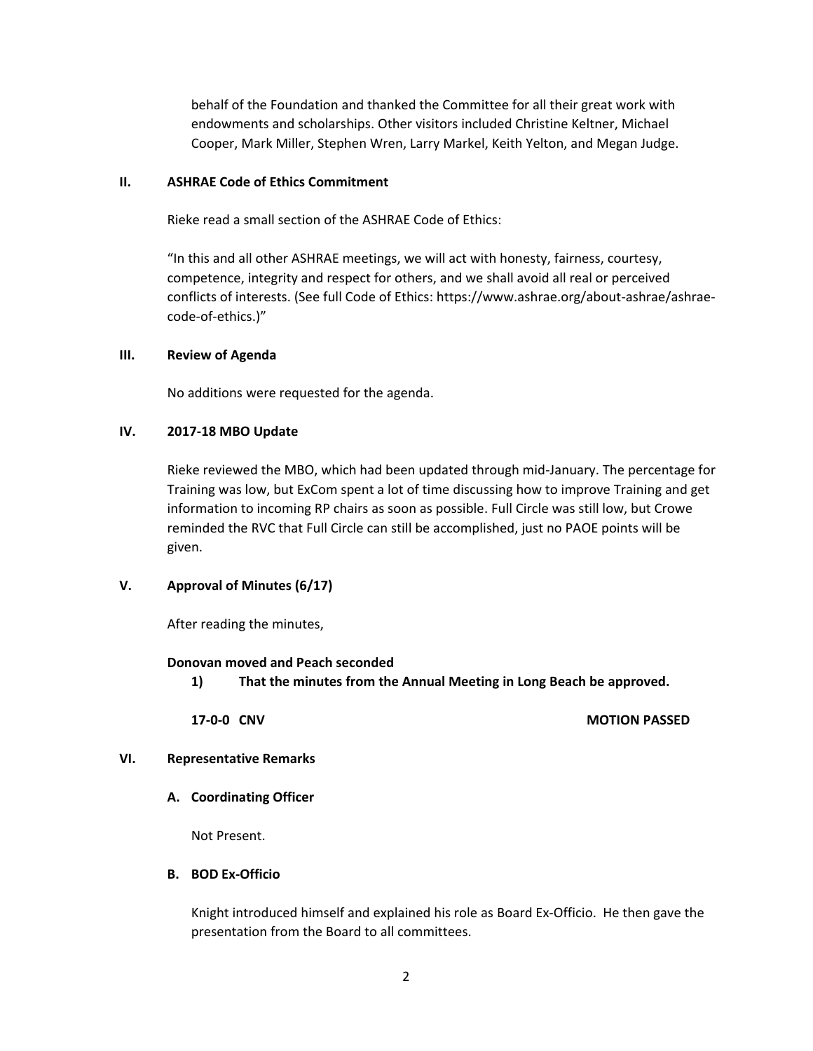behalf of the Foundation and thanked the Committee for all their great work with endowments and scholarships. Other visitors included Christine Keltner, Michael Cooper, Mark Miller, Stephen Wren, Larry Markel, Keith Yelton, and Megan Judge.

## II. ASHRAE Code of Ethics Commitment

Rieke read a small section of the ASHRAE Code of Ethics:

"In this and all other ASHRAE meetings, we will act with honesty, fairness, courtesy, competence, integrity and respect for others, and we shall avoid all real or perceived conflicts of interests. (See full Code of Ethics: https://www.ashrae.org/about-ashrae/ashrae-code-of-ethics.)"

## III. Review of Agenda

No additions were requested for the agenda.

## IV. 2017-18 MBO Update

Rieke reviewed the MBO, which had been updated through mid-January. The percentage for Training was low, but ExCom spent a lot of time discussing how to improve Training and get information to incoming RP chairs as soon as possible. Full Circle was still low, but Crowe reminded the RVC that Full Circle can still be accomplished, just no PAOE points will be given.

## V. Approval of Minutes (6/17)

After reading the minutes,

**Donovan moved and Peach seconded**

1) **That the minutes from the Annual Meeting in Long Beach be approved.**

**17-0-0 CNV** **MOTION PASSED**

## VI. Representative Remarks

### A. Coordinating Officer

Not Present.

### B. BOD Ex-Officio

Knight introduced himself and explained his role as Board Ex-Officio. He then gave the presentation from the Board to all committees.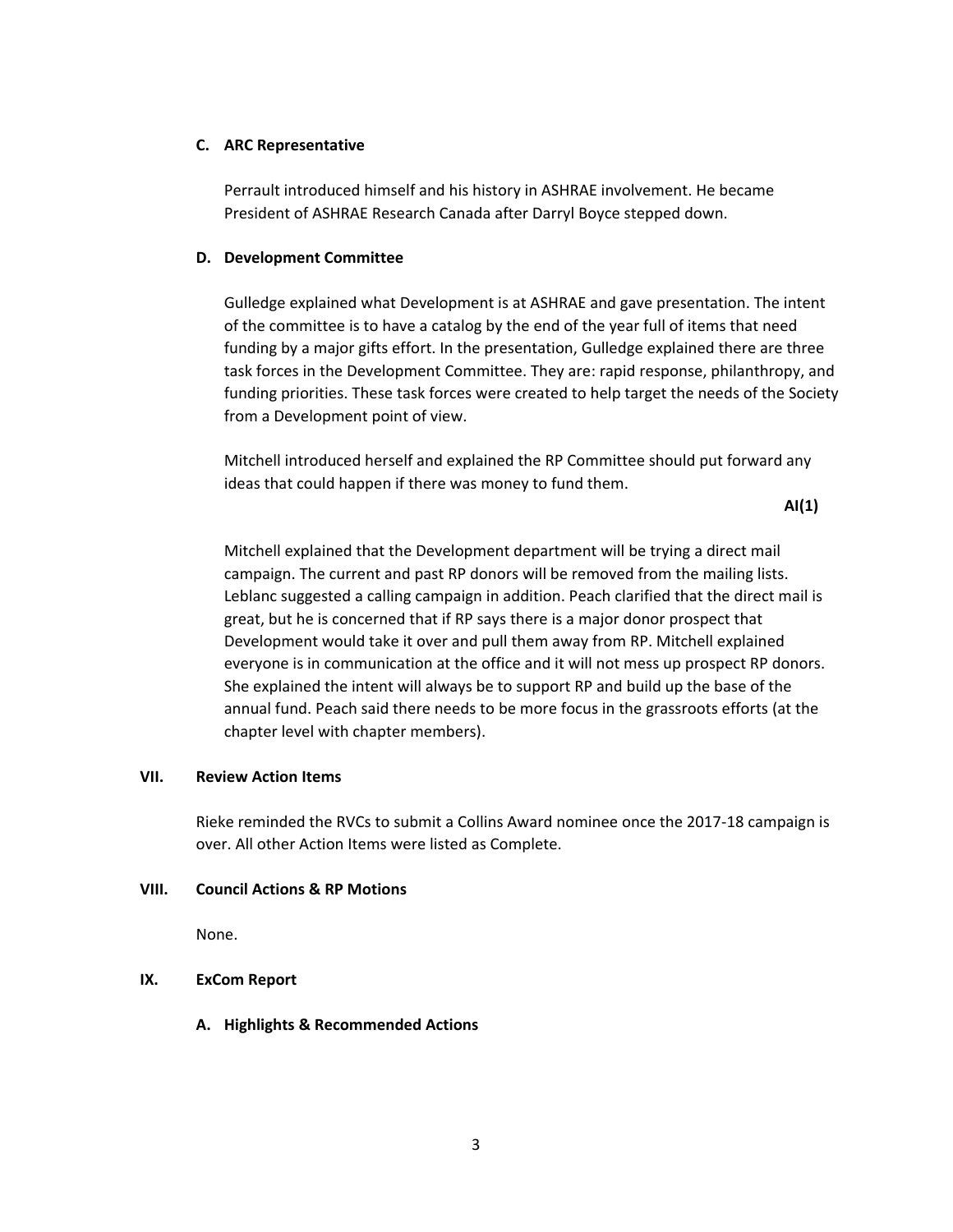**C. ARC Representative**

Perrault introduced himself and his history in ASHRAE involvement. He became President of ASHRAE Research Canada after Darryl Boyce stepped down.

**D. Development Committee**

Gulledge explained what Development is at ASHRAE and gave presentation. The intent of the committee is to have a catalog by the end of the year full of items that need funding by a major gifts effort. In the presentation, Gulledge explained there are three task forces in the Development Committee. They are: rapid response, philanthropy, and funding priorities. These task forces were created to help target the needs of the Society from a Development point of view.

Mitchell introduced herself and explained the RP Committee should put forward any ideas that could happen if there was money to fund them.

**AI(1)**

Mitchell explained that the Development department will be trying a direct mail campaign. The current and past RP donors will be removed from the mailing lists. Leblanc suggested a calling campaign in addition. Peach clarified that the direct mail is great, but he is concerned that if RP says there is a major donor prospect that Development would take it over and pull them away from RP. Mitchell explained everyone is in communication at the office and it will not mess up prospect RP donors. She explained the intent will always be to support RP and build up the base of the annual fund. Peach said there needs to be more focus in the grassroots efforts (at the chapter level with chapter members).

**VII. Review Action Items**

Rieke reminded the RVCs to submit a Collins Award nominee once the 2017-18 campaign is over. All other Action Items were listed as Complete.

**VIII. Council Actions & RP Motions**

None.

**IX. ExCom Report**

**A. Highlights & Recommended Actions**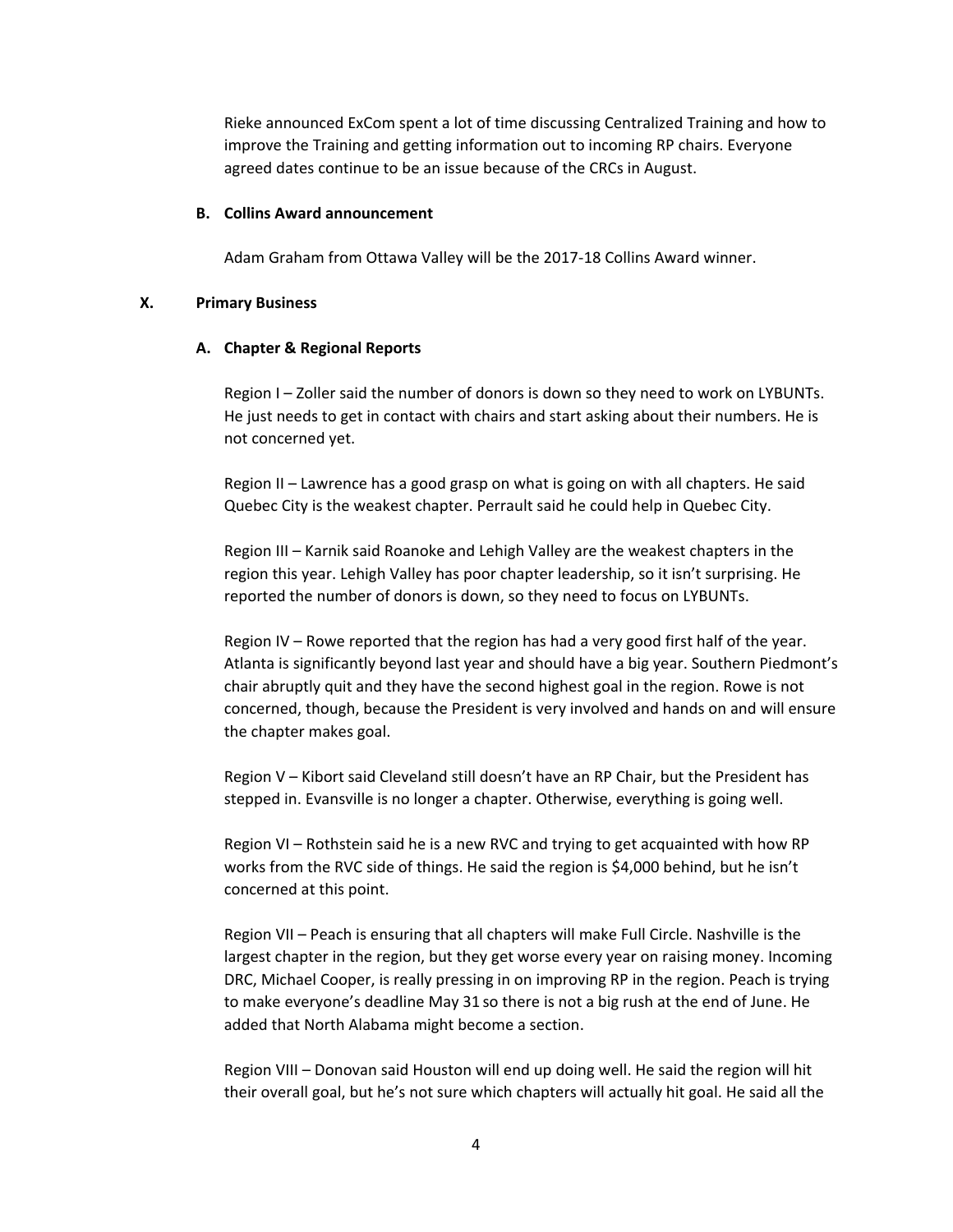Rieke announced ExCom spent a lot of time discussing Centralized Training and how to improve the Training and getting information out to incoming RP chairs. Everyone agreed dates continue to be an issue because of the CRCs in August.

### B. Collins Award announcement

Adam Graham from Ottawa Valley will be the 2017-18 Collins Award winner.

## X. Primary Business

### A. Chapter & Regional Reports

Region I – Zoller said the number of donors is down so they need to work on LYBUNTs. He just needs to get in contact with chairs and start asking about their numbers. He is not concerned yet.

Region II – Lawrence has a good grasp on what is going on with all chapters. He said Quebec City is the weakest chapter. Perrault said he could help in Quebec City.

Region III – Karnik said Roanoke and Lehigh Valley are the weakest chapters in the region this year. Lehigh Valley has poor chapter leadership, so it isn't surprising. He reported the number of donors is down, so they need to focus on LYBUNTs.

Region IV – Rowe reported that the region has had a very good first half of the year. Atlanta is significantly beyond last year and should have a big year. Southern Piedmont's chair abruptly quit and they have the second highest goal in the region. Rowe is not concerned, though, because the President is very involved and hands on and will ensure the chapter makes goal.

Region V – Kibort said Cleveland still doesn't have an RP Chair, but the President has stepped in. Evansville is no longer a chapter. Otherwise, everything is going well.

Region VI – Rothstein said he is a new RVC and trying to get acquainted with how RP works from the RVC side of things. He said the region is $4,000 behind, but he isn't concerned at this point.

Region VII – Peach is ensuring that all chapters will make Full Circle. Nashville is the largest chapter in the region, but they get worse every year on raising money. Incoming DRC, Michael Cooper, is really pressing in on improving RP in the region. Peach is trying to make everyone's deadline May 31 so there is not a big rush at the end of June. He added that North Alabama might become a section.

Region VIII – Donovan said Houston will end up doing well. He said the region will hit their overall goal, but he's not sure which chapters will actually hit goal. He said all the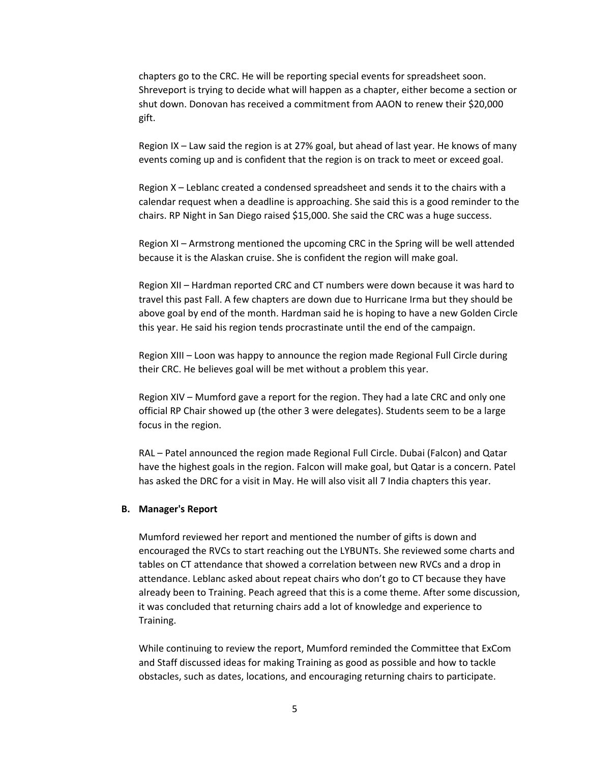chapters go to the CRC. He will be reporting special events for spreadsheet soon. Shreveport is trying to decide what will happen as a chapter, either become a section or shut down. Donovan has received a commitment from AAON to renew their $20,000 gift.

Region IX – Law said the region is at 27% goal, but ahead of last year. He knows of many events coming up and is confident that the region is on track to meet or exceed goal.

Region X – Leblanc created a condensed spreadsheet and sends it to the chairs with a calendar request when a deadline is approaching. She said this is a good reminder to the chairs. RP Night in San Diego raised $15,000. She said the CRC was a huge success.

Region XI – Armstrong mentioned the upcoming CRC in the Spring will be well attended because it is the Alaskan cruise. She is confident the region will make goal.

Region XII – Hardman reported CRC and CT numbers were down because it was hard to travel this past Fall. A few chapters are down due to Hurricane Irma but they should be above goal by end of the month. Hardman said he is hoping to have a new Golden Circle this year. He said his region tends procrastinate until the end of the campaign.

Region XIII – Loon was happy to announce the region made Regional Full Circle during their CRC. He believes goal will be met without a problem this year.

Region XIV – Mumford gave a report for the region. They had a late CRC and only one official RP Chair showed up (the other 3 were delegates). Students seem to be a large focus in the region.

RAL – Patel announced the region made Regional Full Circle. Dubai (Falcon) and Qatar have the highest goals in the region. Falcon will make goal, but Qatar is a concern. Patel has asked the DRC for a visit in May. He will also visit all 7 India chapters this year.

**B. Manager's Report**

Mumford reviewed her report and mentioned the number of gifts is down and encouraged the RVCs to start reaching out the LYBUNTs. She reviewed some charts and tables on CT attendance that showed a correlation between new RVCs and a drop in attendance. Leblanc asked about repeat chairs who don't go to CT because they have already been to Training. Peach agreed that this is a come theme. After some discussion, it was concluded that returning chairs add a lot of knowledge and experience to Training.

While continuing to review the report, Mumford reminded the Committee that ExCom and Staff discussed ideas for making Training as good as possible and how to tackle obstacles, such as dates, locations, and encouraging returning chairs to participate.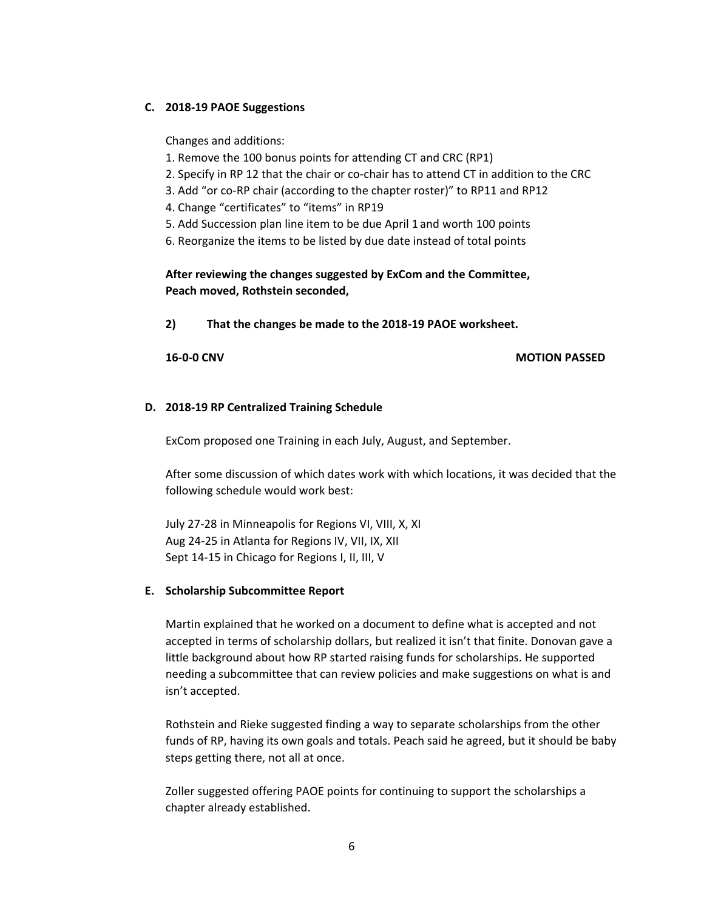### C. 2018-19 PAOE Suggestions

Changes and additions:

1. Remove the 100 bonus points for attending CT and CRC (RP1)
2. Specify in RP 12 that the chair or co-chair has to attend CT in addition to the CRC
3. Add "or co-RP chair (according to the chapter roster)" to RP11 and RP12
4. Change "certificates" to "items" in RP19
5. Add Succession plan line item to be due April 1 and worth 100 points
6. Reorganize the items to be listed by due date instead of total points

**After reviewing the changes suggested by ExCom and the Committee, Peach moved, Rothstein seconded,**

**2) That the changes be made to the 2018-19 PAOE worksheet.**

**16-0-0 CNV** **MOTION PASSED**

### D. 2018-19 RP Centralized Training Schedule

ExCom proposed one Training in each July, August, and September.

After some discussion of which dates work with which locations, it was decided that the following schedule would work best:

July 27-28 in Minneapolis for Regions VI, VIII, X, XI
Aug 24-25 in Atlanta for Regions IV, VII, IX, XII
Sept 14-15 in Chicago for Regions I, II, III, V

### E. Scholarship Subcommittee Report

Martin explained that he worked on a document to define what is accepted and not accepted in terms of scholarship dollars, but realized it isn't that finite. Donovan gave a little background about how RP started raising funds for scholarships. He supported needing a subcommittee that can review policies and make suggestions on what is and isn't accepted.

Rothstein and Rieke suggested finding a way to separate scholarships from the other funds of RP, having its own goals and totals. Peach said he agreed, but it should be baby steps getting there, not all at once.

Zoller suggested offering PAOE points for continuing to support the scholarships a chapter already established.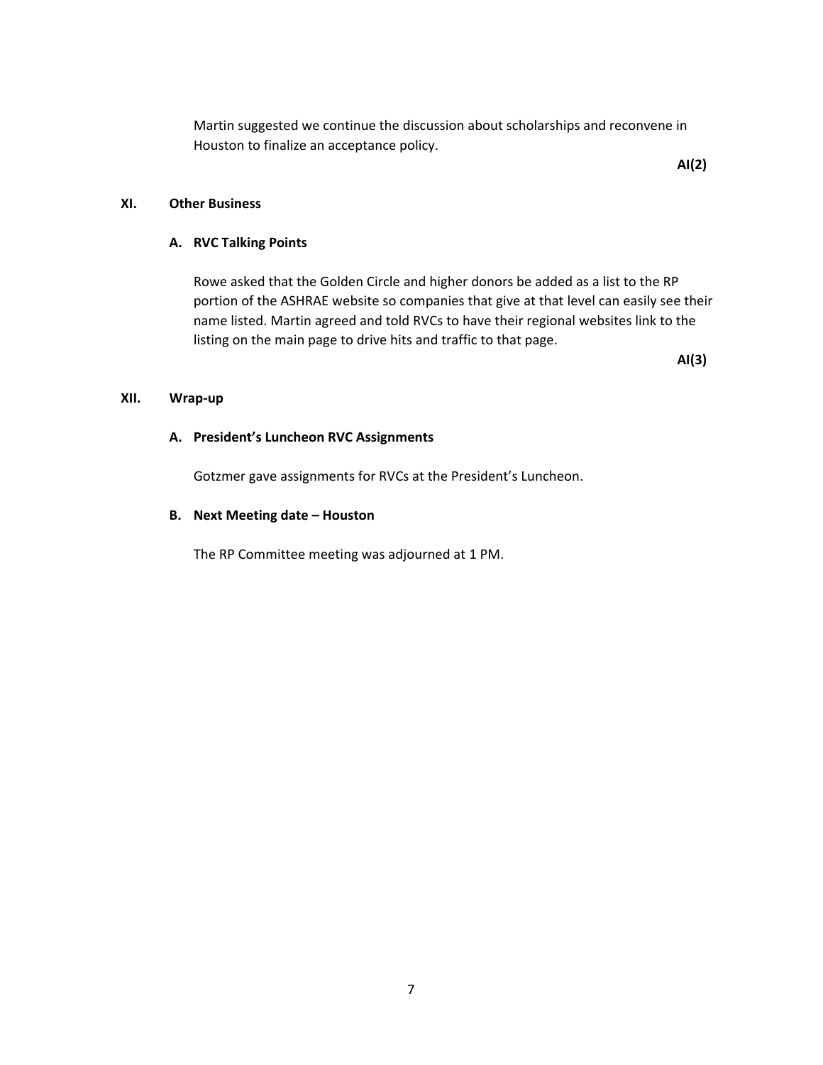Martin suggested we continue the discussion about scholarships and reconvene in Houston to finalize an acceptance policy.

**AI(2)**

## XI. Other Business

### A. RVC Talking Points

Rowe asked that the Golden Circle and higher donors be added as a list to the RP portion of the ASHRAE website so companies that give at that level can easily see their name listed. Martin agreed and told RVCs to have their regional websites link to the listing on the main page to drive hits and traffic to that page.

**AI(3)**

## XII. Wrap-up

### A. President's Luncheon RVC Assignments

Gotzmer gave assignments for RVCs at the President's Luncheon.

### B. Next Meeting date – Houston

The RP Committee meeting was adjourned at 1 PM.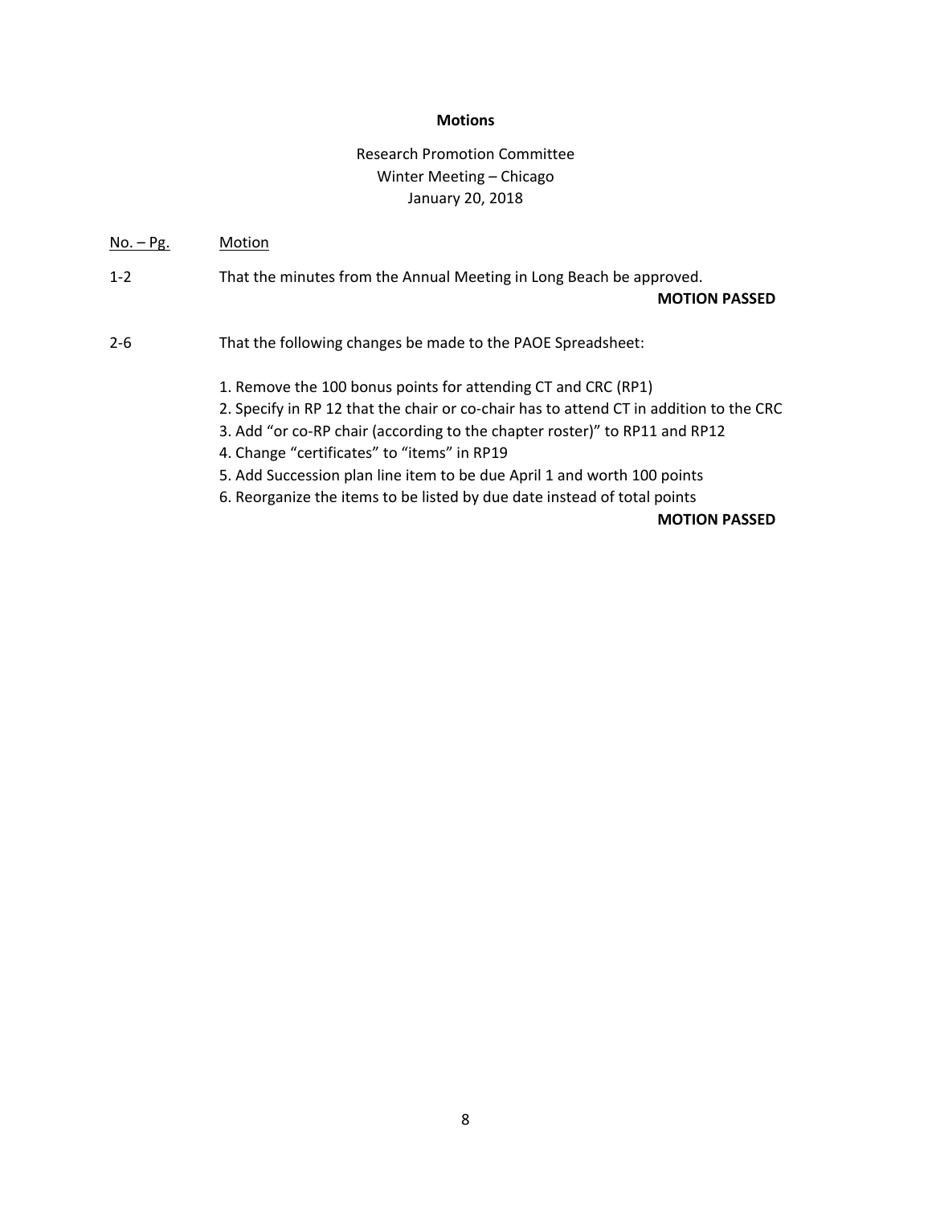**Motions**

Research Promotion Committee
Winter Meeting – Chicago
January 20, 2018

| No. – Pg. | Motion |
|---|---|
| 1-2 | That the minutes from the Annual Meeting in Long Beach be approved. **MOTION PASSED** |
| 2-6 | That the following changes be made to the PAOE Spreadsheet:<br>1. Remove the 100 bonus points for attending CT and CRC (RP1)<br>2. Specify in RP 12 that the chair or co-chair has to attend CT in addition to the CRC<br>3. Add "or co-RP chair (according to the chapter roster)" to RP11 and RP12<br>4. Change "certificates" to "items" in RP19<br>5. Add Succession plan line item to be due April 1 and worth 100 points<br>6. Reorganize the items to be listed by due date instead of total points<br>**MOTION PASSED** |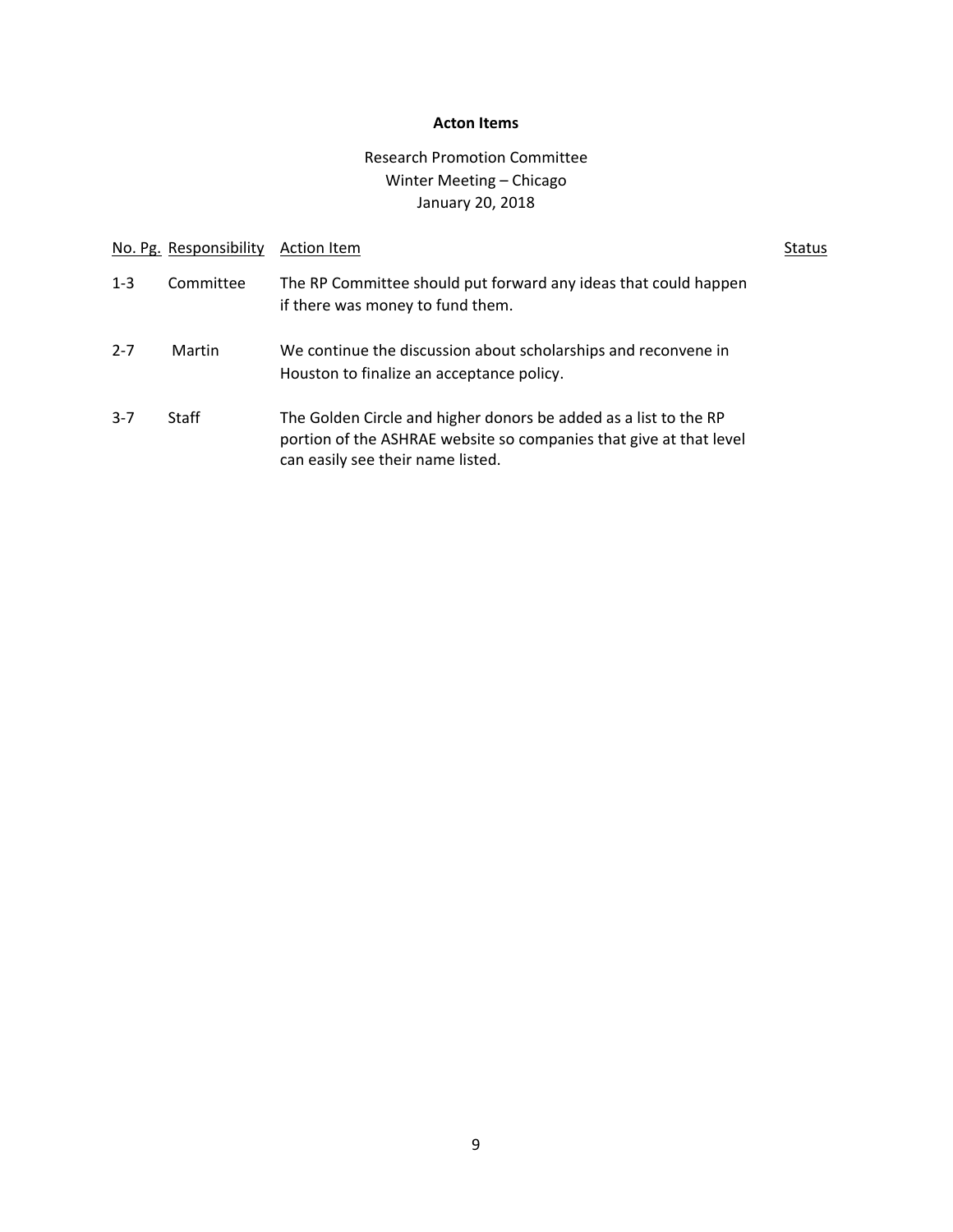**Acton Items**

Research Promotion Committee
Winter Meeting – Chicago
January 20, 2018

| No. Pg. | Responsibility | Action Item | Status |
| --- | --- | --- | --- |
| 1-3 | Committee | The RP Committee should put forward any ideas that could happen if there was money to fund them. | |
| 2-7 | Martin | We continue the discussion about scholarships and reconvene in Houston to finalize an acceptance policy. | |
| 3-7 | Staff | The Golden Circle and higher donors be added as a list to the RP portion of the ASHRAE website so companies that give at that level can easily see their name listed. | |